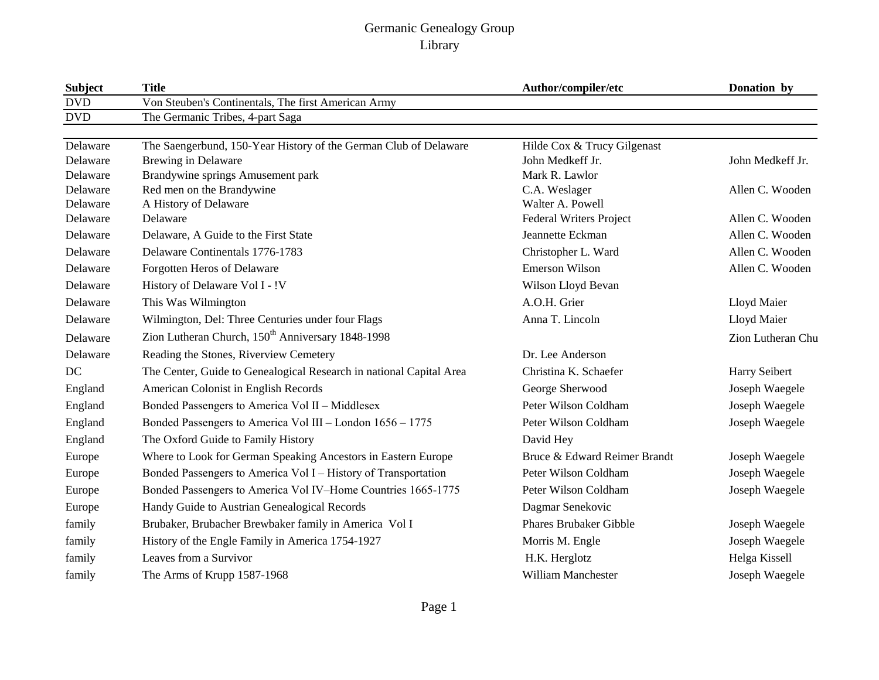# Germanic Genealogy Group
## Library

| Subject | Title | Author/compiler/etc | Donation by |
|---|---|---|---|
| DVD | Von Steuben's Continentals, The first American Army | | |
| DVD | The Germanic Tribes, 4-part Saga | | |
| Delaware | The Saengerbund, 150-Year History of the German Club of Delaware | Hilde Cox & Trucy Gilgenast | |
| Delaware | Brewing in Delaware | John Medkeff Jr. | John Medkeff Jr. |
| Delaware | Brandywine springs Amusement park | Mark R. Lawlor | |
| Delaware | Red men on the Brandywine | C.A. Weslager | Allen C. Wooden |
| Delaware | A History of Delaware | Walter A. Powell | |
| Delaware | Delaware | Federal Writers Project | Allen C. Wooden |
| Delaware | Delaware, A Guide to the First State | Jeannette Eckman | Allen C. Wooden |
| Delaware | Delaware Continentals 1776-1783 | Christopher L. Ward | Allen C. Wooden |
| Delaware | Forgotten Heros of Delaware | Emerson Wilson | Allen C. Wooden |
| Delaware | History of Delaware Vol I - !V | Wilson Lloyd Bevan | |
| Delaware | This Was Wilmington | A.O.H. Grier | Lloyd Maier |
| Delaware | Wilmington, Del: Three Centuries under four Flags | Anna T. Lincoln | Lloyd Maier |
| Delaware | Zion Lutheran Church, 150th Anniversary 1848-1998 | | Zion Lutheran Chu |
| Delaware | Reading the Stones, Riverview Cemetery | Dr. Lee Anderson | |
| DC | The Center, Guide to Genealogical Research in national Capital Area | Christina K. Schaefer | Harry Seibert |
| England | American Colonist in English Records | George Sherwood | Joseph Waegele |
| England | Bonded Passengers to America Vol II – Middlesex | Peter Wilson Coldham | Joseph Waegele |
| England | Bonded Passengers to America Vol III – London 1656 – 1775 | Peter Wilson Coldham | Joseph Waegele |
| England | The Oxford Guide to Family History | David Hey | |
| Europe | Where to Look for German Speaking Ancestors in Eastern Europe | Bruce & Edward Reimer Brandt | Joseph Waegele |
| Europe | Bonded Passengers to America Vol I – History of Transportation | Peter Wilson Coldham | Joseph Waegele |
| Europe | Bonded Passengers to America Vol IV–Home Countries 1665-1775 | Peter Wilson Coldham | Joseph Waegele |
| Europe | Handy Guide to Austrian Genealogical Records | Dagmar Senekovic | |
| family | Brubaker, Brubacher Brewbaker family in America Vol I | Phares Brubaker Gibble | Joseph Waegele |
| family | History of the Engle Family in America 1754-1927 | Morris M. Engle | Joseph Waegele |
| family | Leaves from a Survivor | H.K. Herglotz | Helga Kissell |
| family | The Arms of Krupp 1587-1968 | William Manchester | Joseph Waegele |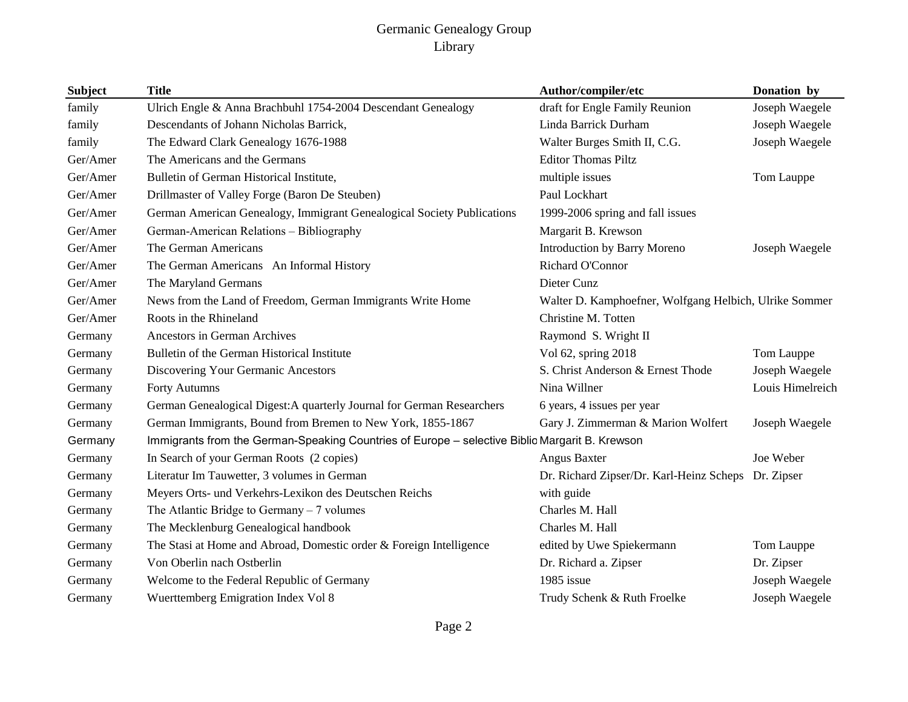# Germanic Genealogy Group
## Library

| Subject | Title | Author/compiler/etc | Donation by |
|---|---|---|---|
| family | Ulrich Engle & Anna Brachbuhl 1754-2004 Descendant Genealogy | draft for Engle Family Reunion | Joseph Waegele |
| family | Descendants of Johann Nicholas Barrick, | Linda Barrick Durham | Joseph Waegele |
| family | The Edward Clark Genealogy 1676-1988 | Walter Burges Smith II, C.G. | Joseph Waegele |
| Ger/Amer | The Americans and the Germans | Editor Thomas Piltz | |
| Ger/Amer | Bulletin of German Historical Institute, | multiple issues | Tom Lauppe |
| Ger/Amer | Drillmaster of Valley Forge (Baron De Steuben) | Paul Lockhart | |
| Ger/Amer | German American Genealogy, Immigrant Genealogical Society Publications | 1999-2006 spring and fall issues | |
| Ger/Amer | German-American Relations – Bibliography | Margarit B. Krewson | |
| Ger/Amer | The German Americans | Introduction by Barry Moreno | Joseph Waegele |
| Ger/Amer | The German Americans An Informal History | Richard O'Connor | |
| Ger/Amer | The Maryland Germans | Dieter Cunz | |
| Ger/Amer | News from the Land of Freedom, German Immigrants Write Home | Walter D. Kamphoefner, Wolfgang Helbich, Ulrike Sommer | |
| Ger/Amer | Roots in the Rhineland | Christine M. Totten | |
| Germany | Ancestors in German Archives | Raymond S. Wright II | |
| Germany | Bulletin of the German Historical Institute | Vol 62, spring 2018 | Tom Lauppe |
| Germany | Discovering Your Germanic Ancestors | S. Christ Anderson & Ernest Thode | Joseph Waegele |
| Germany | Forty Autumns | Nina Willner | Louis Himelreich |
| Germany | German Genealogical Digest:A quarterly Journal for German Researchers | 6 years, 4 issues per year | |
| Germany | German Immigrants, Bound from Bremen to New York, 1855-1867 | Gary J. Zimmerman & Marion Wolfert | Joseph Waegele |
| Germany | Immigrants from the German-Speaking Countries of Europe – selective Biblio | Margarit B. Krewson | |
| Germany | In Search of your German Roots (2 copies) | Angus Baxter | Joe Weber |
| Germany | Literatur Im Tauwetter, 3 volumes in German | Dr. Richard Zipser/Dr. Karl-Heinz Scheps | Dr. Zipser |
| Germany | Meyers Orts- und Verkehrs-Lexikon des Deutschen Reichs | with guide | |
| Germany | The Atlantic Bridge to Germany – 7 volumes | Charles M. Hall | |
| Germany | The Mecklenburg Genealogical handbook | Charles M. Hall | |
| Germany | The Stasi at Home and Abroad, Domestic order & Foreign Intelligence | edited by Uwe Spiekermann | Tom Lauppe |
| Germany | Von Oberlin nach Ostberlin | Dr. Richard a. Zipser | Dr. Zipser |
| Germany | Welcome to the Federal Republic of Germany | 1985 issue | Joseph Waegele |
| Germany | Wuerttemberg Emigration Index Vol 8 | Trudy Schenk & Ruth Froelke | Joseph Waegele |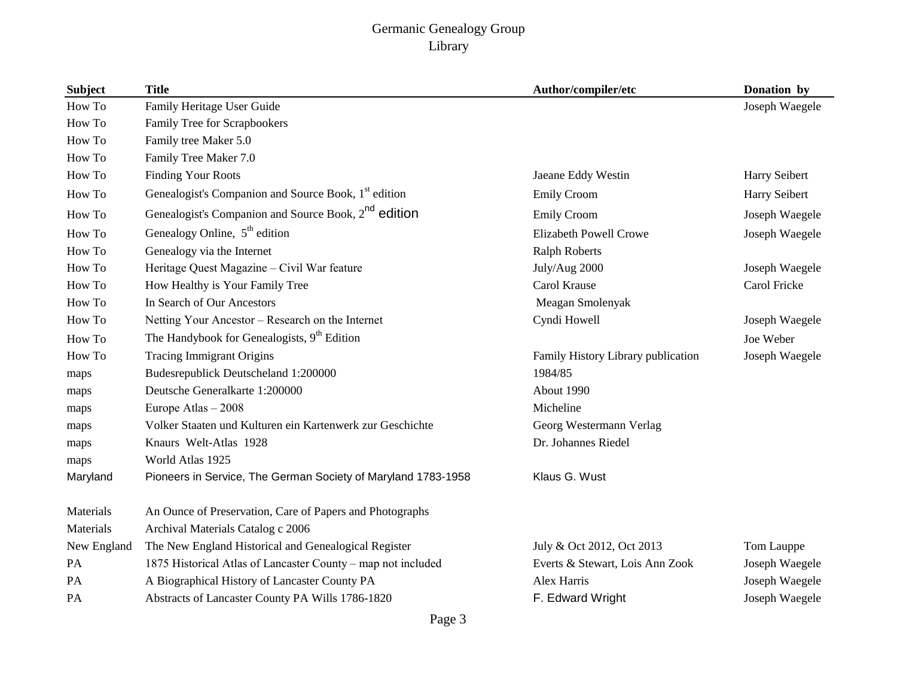# Germanic Genealogy Group
## Library

| Subject | Title | Author/compiler/etc | Donation by |
|---|---|---|---|
| How To | Family Heritage User Guide | | Joseph Waegele |
| How To | Family Tree for Scrapbookers | | |
| How To | Family tree Maker 5.0 | | |
| How To | Family Tree Maker 7.0 | | |
| How To | Finding Your Roots | Jaeane Eddy Westin | Harry Seibert |
| How To | Genealogist's Companion and Source Book, 1st edition | Emily Croom | Harry Seibert |
| How To | Genealogist's Companion and Source Book, 2nd edition | Emily Croom | Joseph Waegele |
| How To | Genealogy Online, 5th edition | Elizabeth Powell Crowe | Joseph Waegele |
| How To | Genealogy via the Internet | Ralph Roberts | |
| How To | Heritage Quest Magazine – Civil War feature | July/Aug 2000 | Joseph Waegele |
| How To | How Healthy is Your Family Tree | Carol Krause | Carol Fricke |
| How To | In Search of Our Ancestors | Meagan Smolenyak | |
| How To | Netting Your Ancestor – Research on the Internet | Cyndi Howell | Joseph Waegele |
| How To | The Handybook for Genealogists, 9th Edition | | Joe Weber |
| How To | Tracing Immigrant Origins | Family History Library publication | Joseph Waegele |
| maps | Budesrepublick Deutscheland 1:200000 | 1984/85 | |
| maps | Deutsche Generalkarte 1:200000 | About 1990 | |
| maps | Europe Atlas – 2008 | Micheline | |
| maps | Volker Staaten und Kulturen ein Kartenwerk zur Geschichte | Georg Westermann Verlag | |
| maps | Knaurs Welt-Atlas 1928 | Dr. Johannes Riedel | |
| maps | World Atlas 1925 | | |
| Maryland | Pioneers in Service, The German Society of Maryland 1783-1958 | Klaus G. Wust | |
| Materials | An Ounce of Preservation, Care of Papers and Photographs | | |
| Materials | Archival Materials Catalog c 2006 | | |
| New England | The New England Historical and Genealogical Register | July & Oct 2012, Oct 2013 | Tom Lauppe |
| PA | 1875 Historical Atlas of Lancaster County – map not included | Everts & Stewart, Lois Ann Zook | Joseph Waegele |
| PA | A Biographical History of Lancaster County PA | Alex Harris | Joseph Waegele |
| PA | Abstracts of Lancaster County PA Wills 1786-1820 | F. Edward Wright | Joseph Waegele |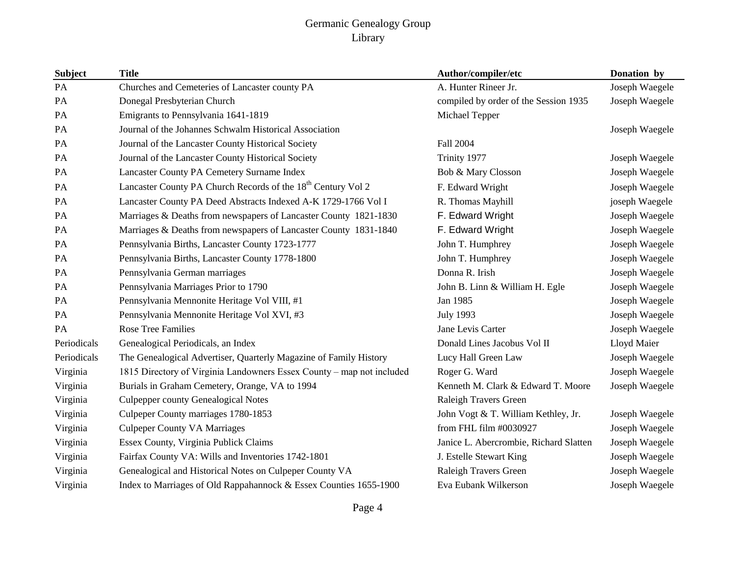Germanic Genealogy Group
Library

| Subject | Title | Author/compiler/etc | Donation by |
|---|---|---|---|
| PA | Churches and Cemeteries of Lancaster county PA | A. Hunter Rineer Jr. | Joseph Waegele |
| PA | Donegal Presbyterian Church | compiled by order of the Session 1935 | Joseph Waegele |
| PA | Emigrants to Pennsylvania 1641-1819 | Michael Tepper | |
| PA | Journal of the Johannes Schwalm Historical Association | | Joseph Waegele |
| PA | Journal of the Lancaster County Historical Society | Fall 2004 | |
| PA | Journal of the Lancaster County Historical Society | Trinity 1977 | Joseph Waegele |
| PA | Lancaster County PA Cemetery Surname Index | Bob & Mary Closson | Joseph Waegele |
| PA | Lancaster County PA Church Records of the 18th Century Vol 2 | F. Edward Wright | Joseph Waegele |
| PA | Lancaster County PA Deed Abstracts Indexed A-K 1729-1766 Vol I | R. Thomas Mayhill | joseph Waegele |
| PA | Marriages & Deaths from newspapers of Lancaster County 1821-1830 | F. Edward Wright | Joseph Waegele |
| PA | Marriages & Deaths from newspapers of Lancaster County 1831-1840 | F. Edward Wright | Joseph Waegele |
| PA | Pennsylvania Births, Lancaster County 1723-1777 | John T. Humphrey | Joseph Waegele |
| PA | Pennsylvania Births, Lancaster County 1778-1800 | John T. Humphrey | Joseph Waegele |
| PA | Pennsylvania German marriages | Donna R. Irish | Joseph Waegele |
| PA | Pennsylvania Marriages Prior to 1790 | John B. Linn & William H. Egle | Joseph Waegele |
| PA | Pennsylvania Mennonite Heritage Vol VIII, #1 | Jan 1985 | Joseph Waegele |
| PA | Pennsylvania Mennonite Heritage Vol XVI, #3 | July 1993 | Joseph Waegele |
| PA | Rose Tree Families | Jane Levis Carter | Joseph Waegele |
| Periodicals | Genealogical Periodicals, an Index | Donald Lines Jacobus Vol II | Lloyd Maier |
| Periodicals | The Genealogical Advertiser, Quarterly Magazine of Family History | Lucy Hall Green Law | Joseph Waegele |
| Virginia | 1815 Directory of Virginia Landowners Essex County – map not included | Roger G. Ward | Joseph Waegele |
| Virginia | Burials in Graham Cemetery, Orange, VA to 1994 | Kenneth M. Clark & Edward T. Moore | Joseph Waegele |
| Virginia | Culpepper county Genealogical Notes | Raleigh Travers Green | |
| Virginia | Culpeper County marriages 1780-1853 | John Vogt & T. William Kethley, Jr. | Joseph Waegele |
| Virginia | Culpeper County VA Marriages | from FHL film #0030927 | Joseph Waegele |
| Virginia | Essex County, Virginia Publick Claims | Janice L. Abercrombie, Richard Slatten | Joseph Waegele |
| Virginia | Fairfax County VA: Wills and Inventories 1742-1801 | J. Estelle Stewart King | Joseph Waegele |
| Virginia | Genealogical and Historical Notes on Culpeper County VA | Raleigh Travers Green | Joseph Waegele |
| Virginia | Index to Marriages of Old Rappahannock & Essex Counties 1655-1900 | Eva Eubank Wilkerson | Joseph Waegele |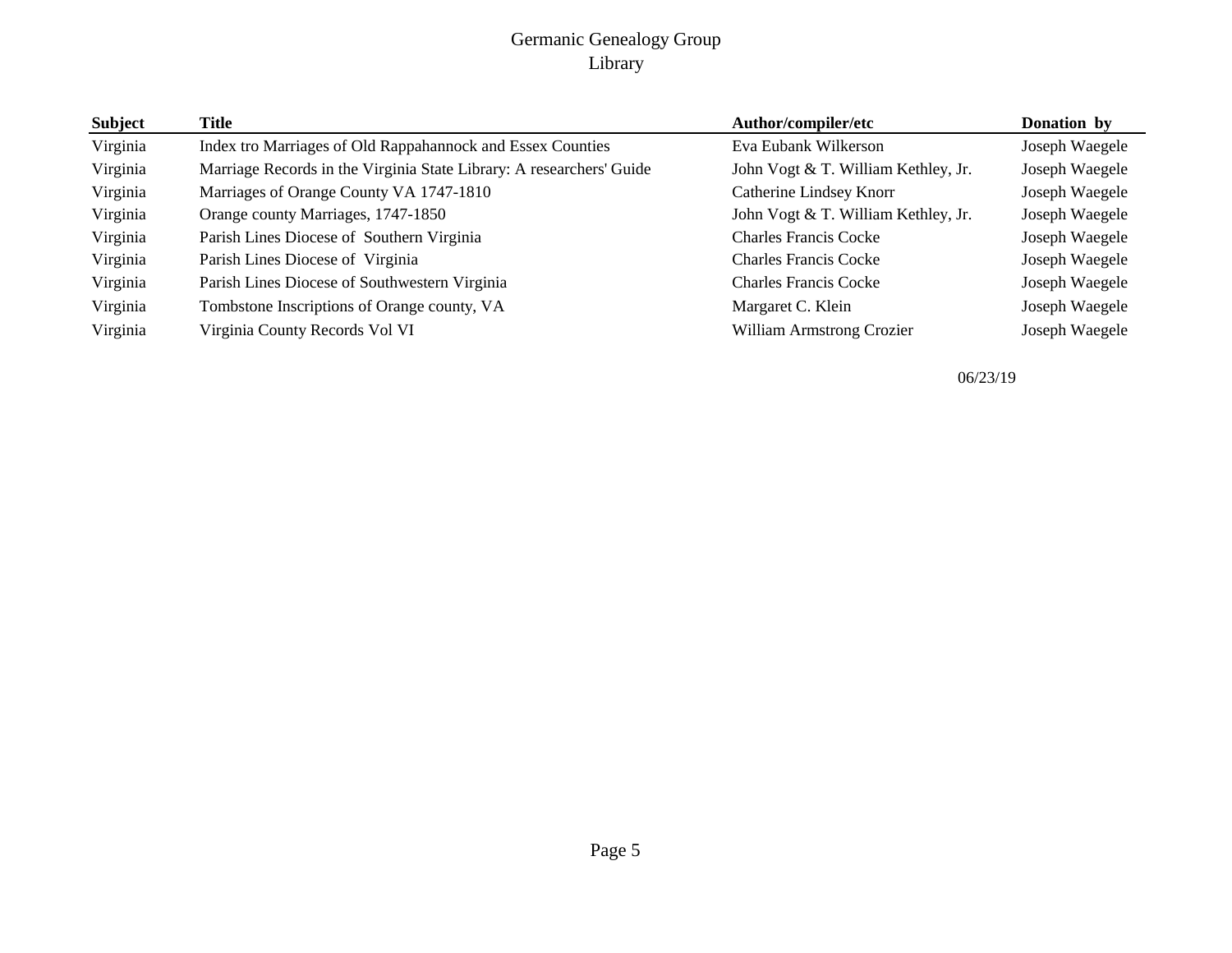Germanic Genealogy Group
Library

| Subject | Title | Author/compiler/etc | Donation by |
| --- | --- | --- | --- |
| Virginia | Index tro Marriages of Old Rappahannock and Essex Counties | Eva Eubank Wilkerson | Joseph Waegele |
| Virginia | Marriage Records in the Virginia State Library: A researchers' Guide | John Vogt & T. William Kethley, Jr. | Joseph Waegele |
| Virginia | Marriages of Orange County VA 1747-1810 | Catherine Lindsey Knorr | Joseph Waegele |
| Virginia | Orange county Marriages, 1747-1850 | John Vogt & T. William Kethley, Jr. | Joseph Waegele |
| Virginia | Parish Lines Diocese of Southern Virginia | Charles Francis Cocke | Joseph Waegele |
| Virginia | Parish Lines Diocese of Virginia | Charles Francis Cocke | Joseph Waegele |
| Virginia | Parish Lines Diocese of Southwestern Virginia | Charles Francis Cocke | Joseph Waegele |
| Virginia | Tombstone Inscriptions of Orange county, VA | Margaret C. Klein | Joseph Waegele |
| Virginia | Virginia County Records Vol VI | William Armstrong Crozier | Joseph Waegele |

06/23/19